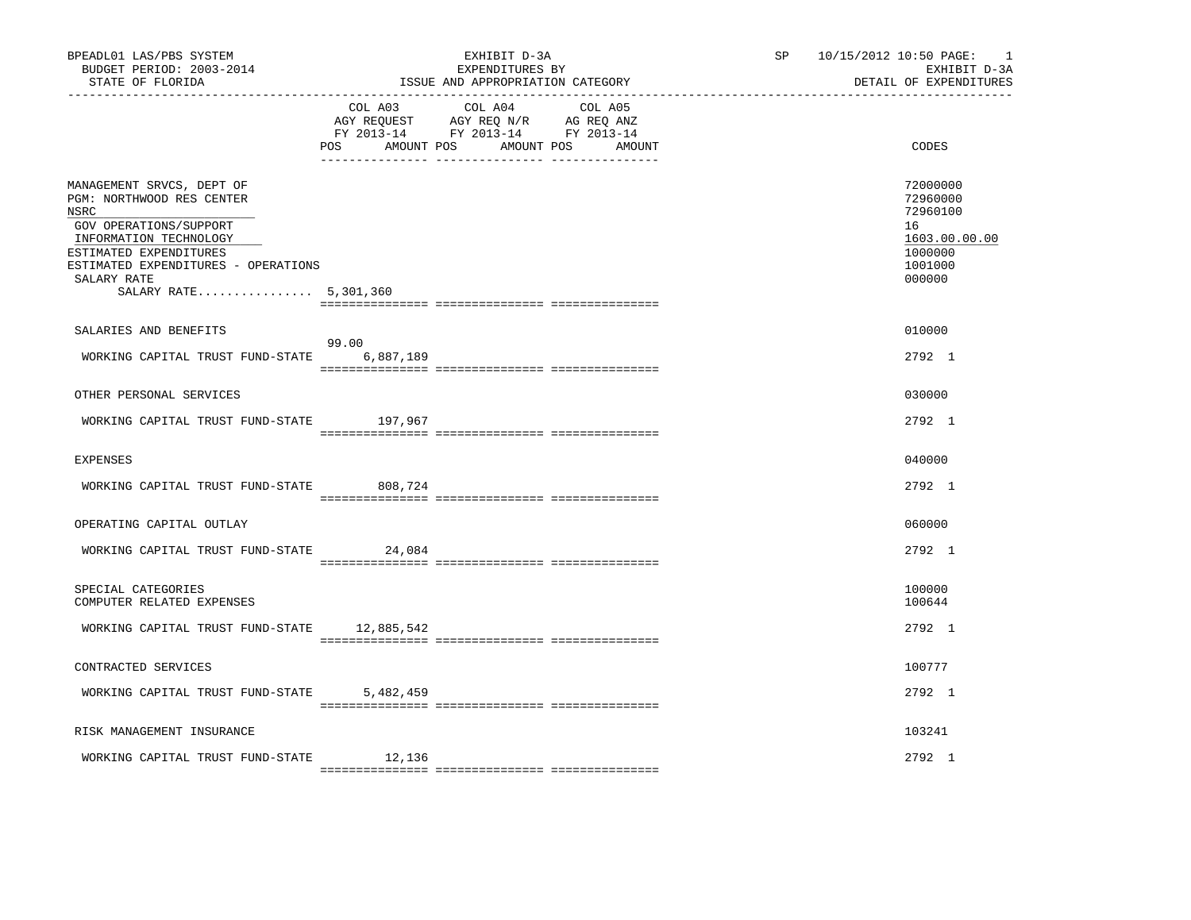BPEADL01 LAS/PBS SYSTEM
BUDGET PERIOD: 2003-2014
STATE OF FLORIDA

EXHIBIT D-3A
EXPENDITURES BY
ISSUE AND APPROPRIATION CATEGORY

SP 10/15/2012 10:50 PAGE: 1
EXHIBIT D-3A
DETAIL OF EXPENDITURES

| | COL A03 AGY REQUEST FY 2013-14 POS | AMOUNT | COL A04 AGY REQ N/R FY 2013-14 POS | AMOUNT | COL A05 AG REQ ANZ FY 2013-14 POS | AMOUNT | CODES |
|---|---|---|---|---|---|---|---|
| MANAGEMENT SRVCS, DEPT OF | | | | | | | 72000000 |
| PGM: NORTHWOOD RES CENTER | | | | | | | 72960000 |
| NSRC | | | | | | | 72960100 |
| GOV OPERATIONS/SUPPORT | | | | | | | 16 |
| INFORMATION TECHNOLOGY | | | | | | | 1603.00.00.00 |
| ESTIMATED EXPENDITURES | | | | | | | 1000000 |
| ESTIMATED EXPENDITURES - OPERATIONS | | | | | | | 1001000 |
| SALARY RATE | | | | | | | 000000 |
| SALARY RATE................ | | 5,301,360 | | | | | |
| SALARIES AND BENEFITS | | | | | | | 010000 |
| WORKING CAPITAL TRUST FUND-STATE | 99.00 | 6,887,189 | | | | | 2792 1 |
| OTHER PERSONAL SERVICES | | | | | | | 030000 |
| WORKING CAPITAL TRUST FUND-STATE | | 197,967 | | | | | 2792 1 |
| EXPENSES | | | | | | | 040000 |
| WORKING CAPITAL TRUST FUND-STATE | | 808,724 | | | | | 2792 1 |
| OPERATING CAPITAL OUTLAY | | | | | | | 060000 |
| WORKING CAPITAL TRUST FUND-STATE | | 24,084 | | | | | 2792 1 |
| SPECIAL CATEGORIES | | | | | | | 100000 |
| COMPUTER RELATED EXPENSES | | | | | | | 100644 |
| WORKING CAPITAL TRUST FUND-STATE | | 12,885,542 | | | | | 2792 1 |
| CONTRACTED SERVICES | | | | | | | 100777 |
| WORKING CAPITAL TRUST FUND-STATE | | 5,482,459 | | | | | 2792 1 |
| RISK MANAGEMENT INSURANCE | | | | | | | 103241 |
| WORKING CAPITAL TRUST FUND-STATE | | 12,136 | | | | | 2792 1 |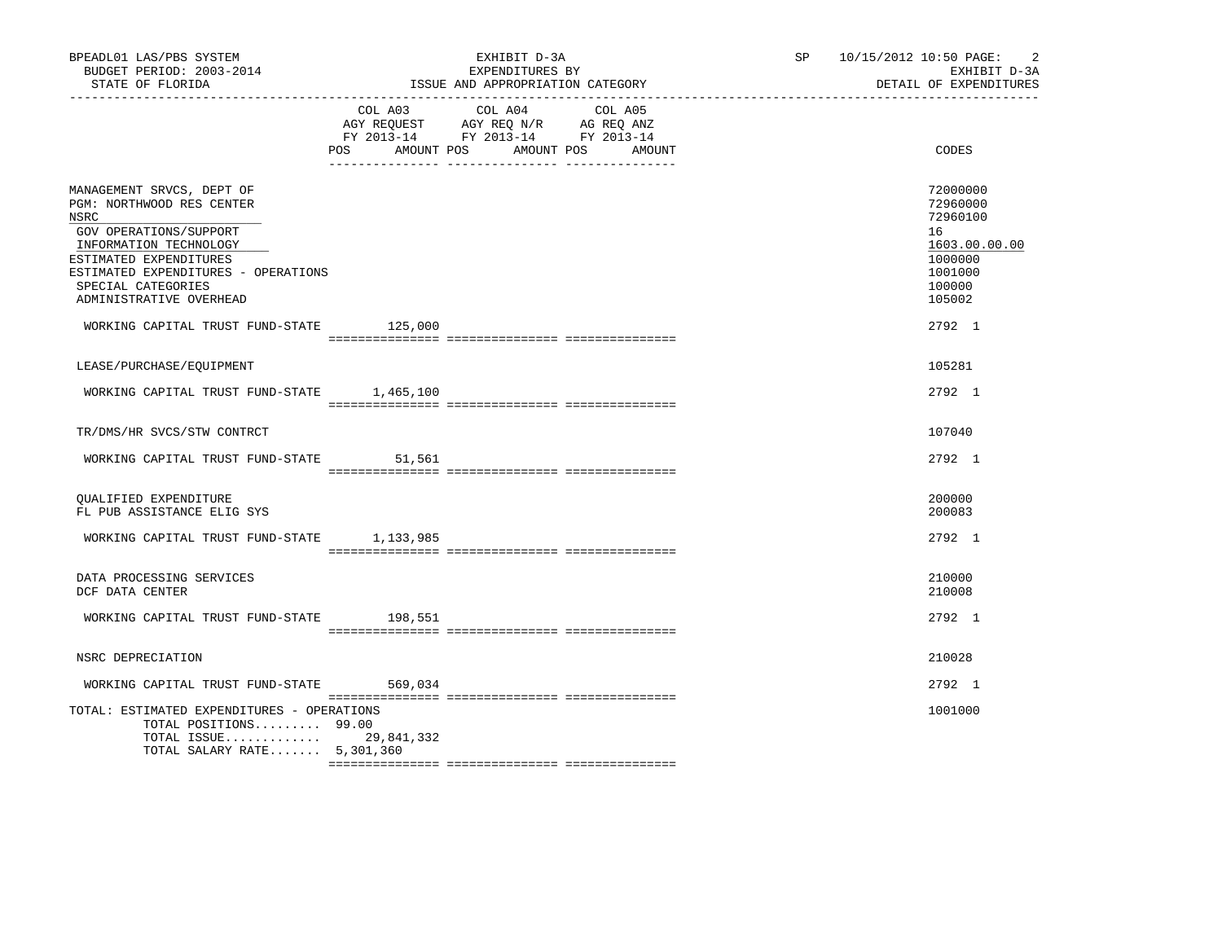BPEADL01 LAS/PBS SYSTEM | EXHIBIT D-3A | SP 10/15/2012 10:50
BUDGET PERIOD: 2003-2014 | EXPENDITURES BY | EXHIBIT D-3A
STATE OF FLORIDA | ISSUE AND APPROPRIATION CATEGORY | DETAIL OF EXPENDITURES

| | COL A03 AGY REQUEST FY 2013-14 POS AMOUNT | COL A04 AGY REQ N/R FY 2013-14 POS AMOUNT | COL A05 AG REQ ANZ FY 2013-14 POS AMOUNT | CODES |
|---|---|---|---|---|
| MANAGEMENT SRVCS, DEPT OF | | | | 72000000 |
| PGM: NORTHWOOD RES CENTER | | | | 72960000 |
| NSRC | | | | 72960100 |
| GOV OPERATIONS/SUPPORT | | | | 16 |
| INFORMATION TECHNOLOGY | | | | 1603.00.00.00 |
| ESTIMATED EXPENDITURES | | | | 1000000 |
| ESTIMATED EXPENDITURES - OPERATIONS | | | | 1001000 |
| SPECIAL CATEGORIES | | | | 100000 |
| ADMINISTRATIVE OVERHEAD | | | | 105002 |
| WORKING CAPITAL TRUST FUND-STATE | 125,000 | | | 2792 1 |
| LEASE/PURCHASE/EQUIPMENT | | | | 105281 |
| WORKING CAPITAL TRUST FUND-STATE | 1,465,100 | | | 2792 1 |
| TR/DMS/HR SVCS/STW CONTRCT | | | | 107040 |
| WORKING CAPITAL TRUST FUND-STATE | 51,561 | | | 2792 1 |
| QUALIFIED EXPENDITURE | | | | 200000 |
| FL PUB ASSISTANCE ELIG SYS | | | | 200083 |
| WORKING CAPITAL TRUST FUND-STATE | 1,133,985 | | | 2792 1 |
| DATA PROCESSING SERVICES | | | | 210000 |
| DCF DATA CENTER | | | | 210008 |
| WORKING CAPITAL TRUST FUND-STATE | 198,551 | | | 2792 1 |
| NSRC DEPRECIATION | | | | 210028 |
| WORKING CAPITAL TRUST FUND-STATE | 569,034 | | | 2792 1 |
| TOTAL: ESTIMATED EXPENDITURES - OPERATIONS | | | | 1001000 |
| TOTAL POSITIONS......... | 99.00 | | | |
| TOTAL ISSUE............. | 29,841,332 | | | |
| TOTAL SALARY RATE....... | 5,301,360 | | | |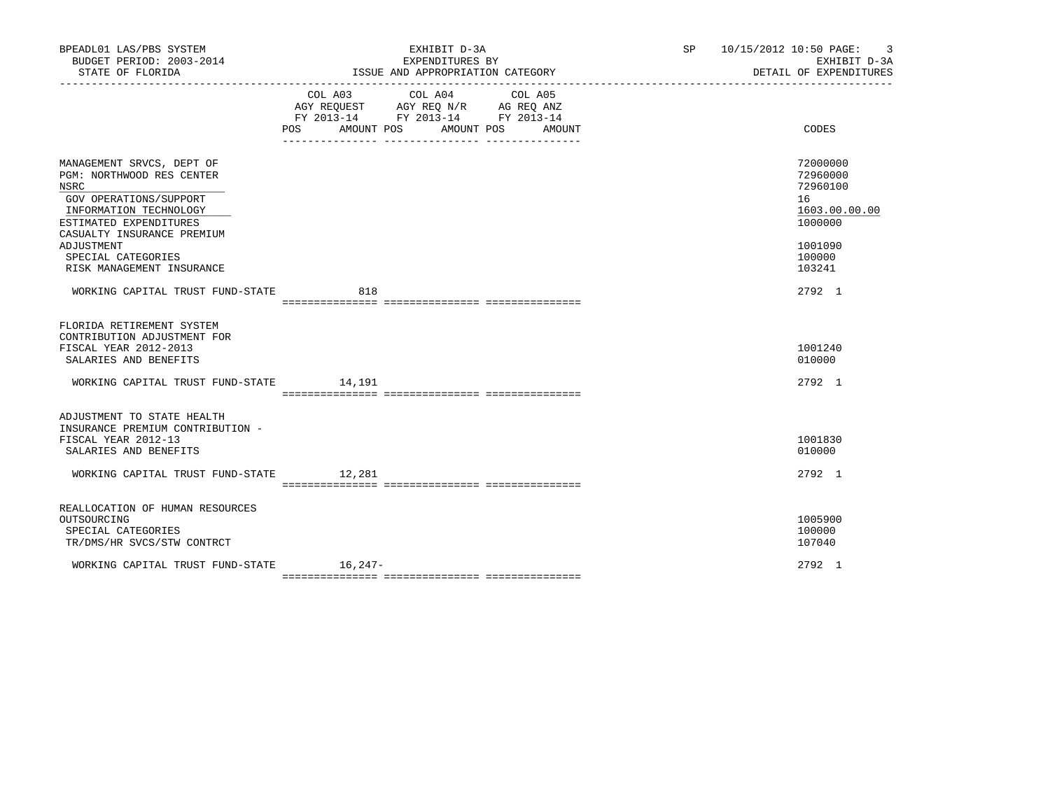BPEADL01 LAS/PBS SYSTEM
BUDGET PERIOD: 2003-2014
STATE OF FLORIDA

EXHIBIT D-3A
EXPENDITURES BY
ISSUE AND APPROPRIATION CATEGORY

SP 10/15/2012 10:50

EXHIBIT D-3A
DETAIL OF EXPENDITURES

| | COL A03 AGY REQUEST FY 2013-14 POS AMOUNT | COL A04 AGY REQ N/R FY 2013-14 POS AMOUNT | COL A05 AG REQ ANZ FY 2013-14 POS AMOUNT | CODES |
|---|---|---|---|---|
| MANAGEMENT SRVCS, DEPT OF | | | | 72000000 |
| PGM: NORTHWOOD RES CENTER | | | | 72960000 |
| NSRC | | | | 72960100 |
| GOV OPERATIONS/SUPPORT | | | | 16 |
| INFORMATION TECHNOLOGY | | | | 1603.00.00.00 |
| ESTIMATED EXPENDITURES | | | | 1000000 |
| CASUALTY INSURANCE PREMIUM ADJUSTMENT | | | | 1001090 |
| SPECIAL CATEGORIES | | | | 100000 |
| RISK MANAGEMENT INSURANCE | | | | 103241 |
| WORKING CAPITAL TRUST FUND-STATE | 818 | | | 2792 1 |
| FLORIDA RETIREMENT SYSTEM CONTRIBUTION ADJUSTMENT FOR FISCAL YEAR 2012-2013 | | | | 1001240 |
| SALARIES AND BENEFITS | | | | 010000 |
| WORKING CAPITAL TRUST FUND-STATE | 14,191 | | | 2792 1 |
| ADJUSTMENT TO STATE HEALTH INSURANCE PREMIUM CONTRIBUTION - FISCAL YEAR 2012-13 | | | | 1001830 |
| SALARIES AND BENEFITS | | | | 010000 |
| WORKING CAPITAL TRUST FUND-STATE | 12,281 | | | 2792 1 |
| REALLOCATION OF HUMAN RESOURCES OUTSOURCING | | | | 1005900 |
| SPECIAL CATEGORIES | | | | 100000 |
| TR/DMS/HR SVCS/STW CONTRCT | | | | 107040 |
| WORKING CAPITAL TRUST FUND-STATE | 16,247- | | | 2792 1 |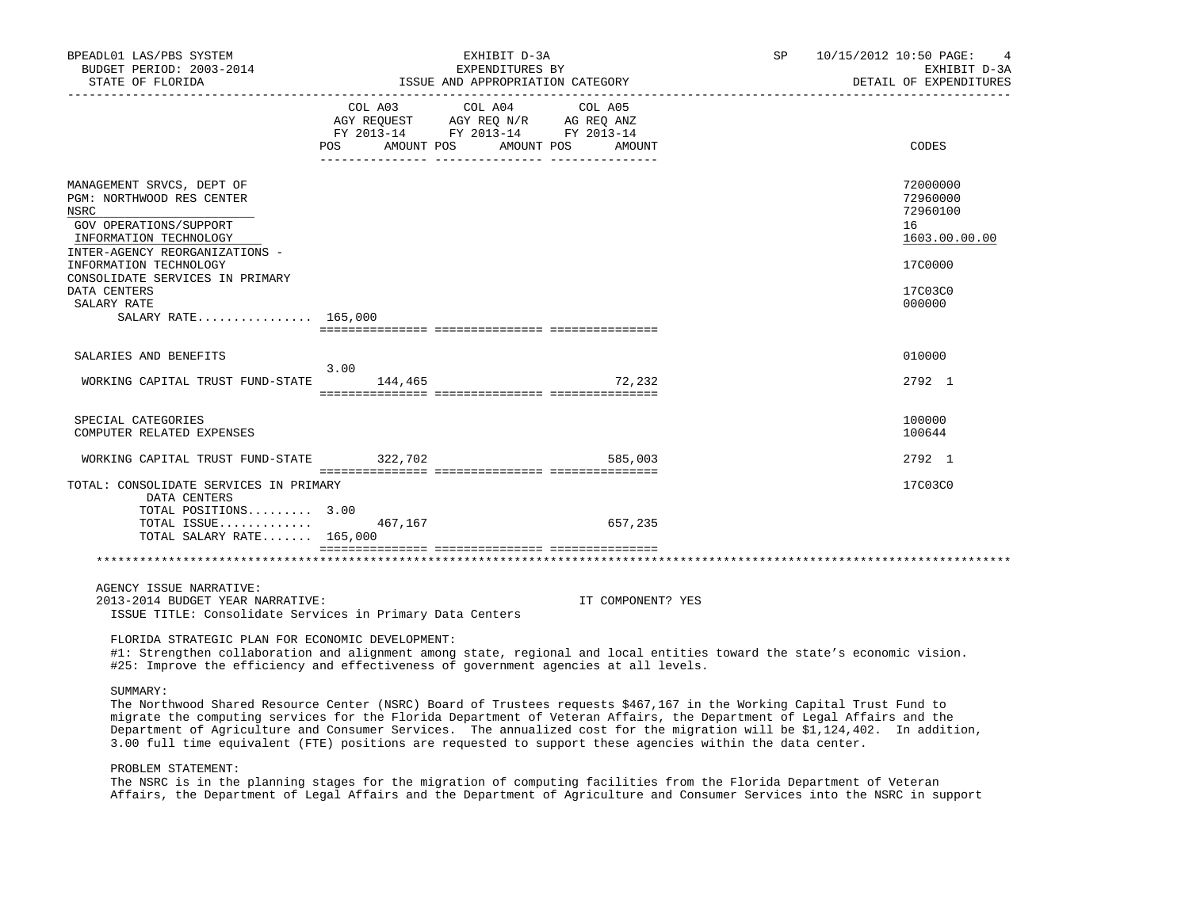BPEADL01 LAS/PBS SYSTEM | EXHIBIT D-3A | SP 10/15/2012 10:50
BUDGET PERIOD: 2003-2014 | EXPENDITURES BY | EXHIBIT D-3A
STATE OF FLORIDA | ISSUE AND APPROPRIATION CATEGORY | DETAIL OF EXPENDITURES

| | COL A03 AGY REQUEST FY 2013-14 POS | AMOUNT | COL A04 AGY REQ N/R FY 2013-14 POS | AMOUNT | COL A05 AG REQ ANZ FY 2013-14 POS | AMOUNT | CODES |
|---|---|---|---|---|---|---|---|
| MANAGEMENT SRVCS, DEPT OF | | | | | | | 72000000 |
| PGM: NORTHWOOD RES CENTER | | | | | | | 72960000 |
| NSRC | | | | | | | 72960100 |
| GOV OPERATIONS/SUPPORT | | | | | | | 16 |
| INFORMATION TECHNOLOGY | | | | | | | 1603.00.00.00 |
| INTER-AGENCY REORGANIZATIONS - INFORMATION TECHNOLOGY | | | | | | | 17C0000 |
| CONSOLIDATE SERVICES IN PRIMARY DATA CENTERS | | | | | | | 17C03C0 |
| SALARY RATE | | | | | | | 000000 |
| SALARY RATE................ | 165,000 | | | | | | |
| SALARIES AND BENEFITS | | | | | | | 010000 |
| WORKING CAPITAL TRUST FUND-STATE | 3.00 | 144,465 | | | | 72,232 | 2792 1 |
| SPECIAL CATEGORIES | | | | | | | 100000 |
| COMPUTER RELATED EXPENSES | | | | | | | 100644 |
| WORKING CAPITAL TRUST FUND-STATE | | 322,702 | | | | 585,003 | 2792 1 |
| TOTAL: CONSOLIDATE SERVICES IN PRIMARY DATA CENTERS | | | | | | | 17C03C0 |
| TOTAL POSITIONS......... | 3.00 | | | | | | |
| TOTAL ISSUE............. | | 467,167 | | | | 657,235 | |
| TOTAL SALARY RATE....... | 165,000 | | | | | | |

AGENCY ISSUE NARRATIVE:
2013-2014 BUDGET YEAR NARRATIVE: IT COMPONENT? YES
ISSUE TITLE: Consolidate Services in Primary Data Centers

FLORIDA STRATEGIC PLAN FOR ECONOMIC DEVELOPMENT:
#1: Strengthen collaboration and alignment among state, regional and local entities toward the state's economic vision.
#25: Improve the efficiency and effectiveness of government agencies at all levels.

SUMMARY:
The Northwood Shared Resource Center (NSRC) Board of Trustees requests $467,167 in the Working Capital Trust Fund to migrate the computing services for the Florida Department of Veteran Affairs, the Department of Legal Affairs and the Department of Agriculture and Consumer Services. The annualized cost for the migration will be $1,124,402. In addition, 3.00 full time equivalent (FTE) positions are requested to support these agencies within the data center.

PROBLEM STATEMENT:
The NSRC is in the planning stages for the migration of computing facilities from the Florida Department of Veteran Affairs, the Department of Legal Affairs and the Department of Agriculture and Consumer Services into the NSRC in support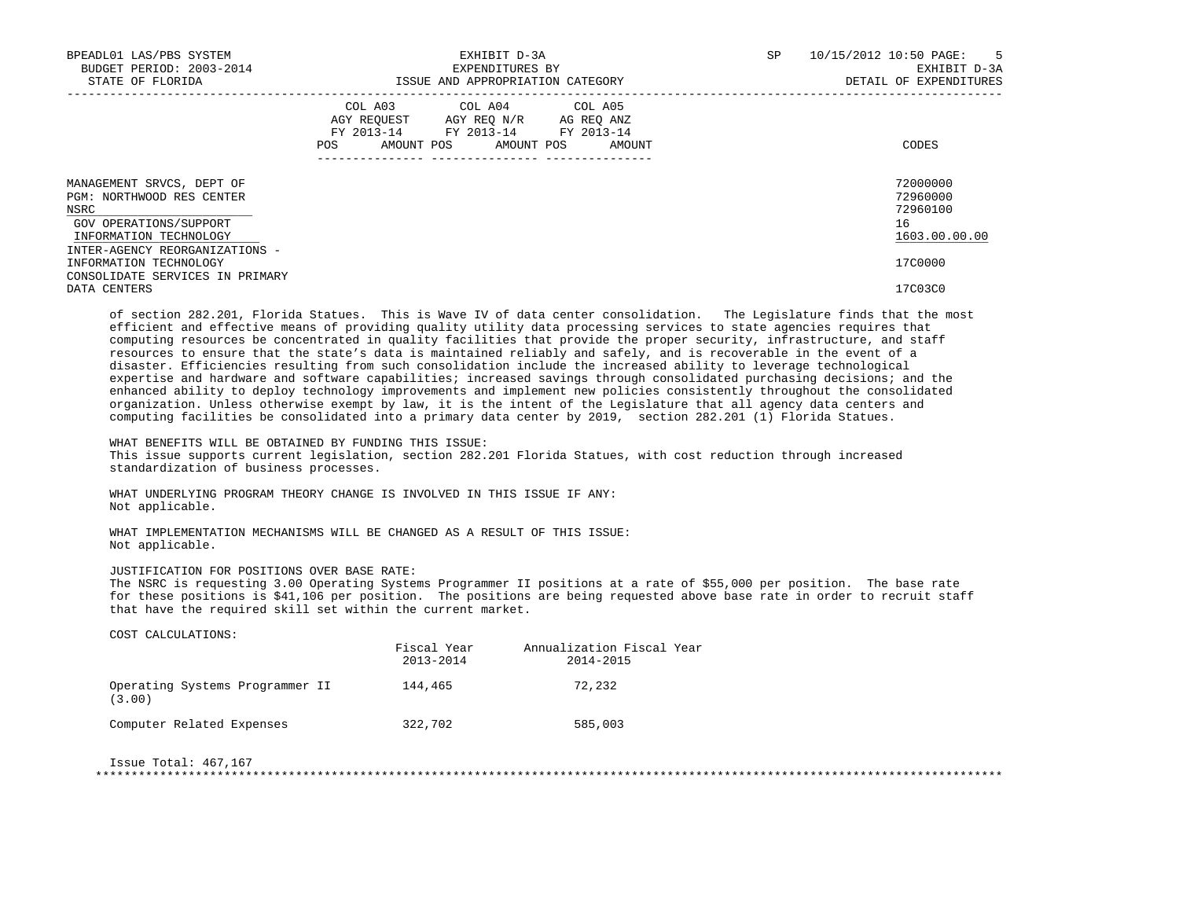| | COL A03 AGY REQUEST FY 2013-14 POS AMOUNT | COL A04 AGY REQ N/R FY 2013-14 POS AMOUNT | COL A05 AG REQ ANZ FY 2013-14 POS AMOUNT | CODES |
|---|---|---|---|---|
| MANAGEMENT SRVCS, DEPT OF | | | | 72000000 |
| PGM: NORTHWOOD RES CENTER | | | | 72960000 |
| NSRC | | | | 72960100 |
| GOV OPERATIONS/SUPPORT | | | | 16 |
| INFORMATION TECHNOLOGY | | | | 1603.00.00.00 |
| INTER-AGENCY REORGANIZATIONS - INFORMATION TECHNOLOGY | | | | 17C0000 |
| CONSOLIDATE SERVICES IN PRIMARY DATA CENTERS | | | | 17C03C0 |

of section 282.201, Florida Statues. This is Wave IV of data center consolidation. The Legislature finds that the most efficient and effective means of providing quality utility data processing services to state agencies requires that computing resources be concentrated in quality facilities that provide the proper security, infrastructure, and staff resources to ensure that the state's data is maintained reliably and safely, and is recoverable in the event of a disaster. Efficiencies resulting from such consolidation include the increased ability to leverage technological expertise and hardware and software capabilities; increased savings through consolidated purchasing decisions; and the enhanced ability to deploy technology improvements and implement new policies consistently throughout the consolidated organization. Unless otherwise exempt by law, it is the intent of the Legislature that all agency data centers and computing facilities be consolidated into a primary data center by 2019, section 282.201 (1) Florida Statues.

WHAT BENEFITS WILL BE OBTAINED BY FUNDING THIS ISSUE:
This issue supports current legislation, section 282.201 Florida Statues, with cost reduction through increased standardization of business processes.

WHAT UNDERLYING PROGRAM THEORY CHANGE IS INVOLVED IN THIS ISSUE IF ANY:
Not applicable.

WHAT IMPLEMENTATION MECHANISMS WILL BE CHANGED AS A RESULT OF THIS ISSUE:
Not applicable.

JUSTIFICATION FOR POSITIONS OVER BASE RATE:
The NSRC is requesting 3.00 Operating Systems Programmer II positions at a rate of $55,000 per position. The base rate for these positions is $41,106 per position. The positions are being requested above base rate in order to recruit staff that have the required skill set within the current market.

COST CALCULATIONS:

| | Fiscal Year 2013-2014 | Annualization Fiscal Year 2014-2015 |
|---|---|---|
| Operating Systems Programmer II (3.00) | 144,465 | 72,232 |
| Computer Related Expenses | 322,702 | 585,003 |

Issue Total: 467,167

*******************************************************************************************************************************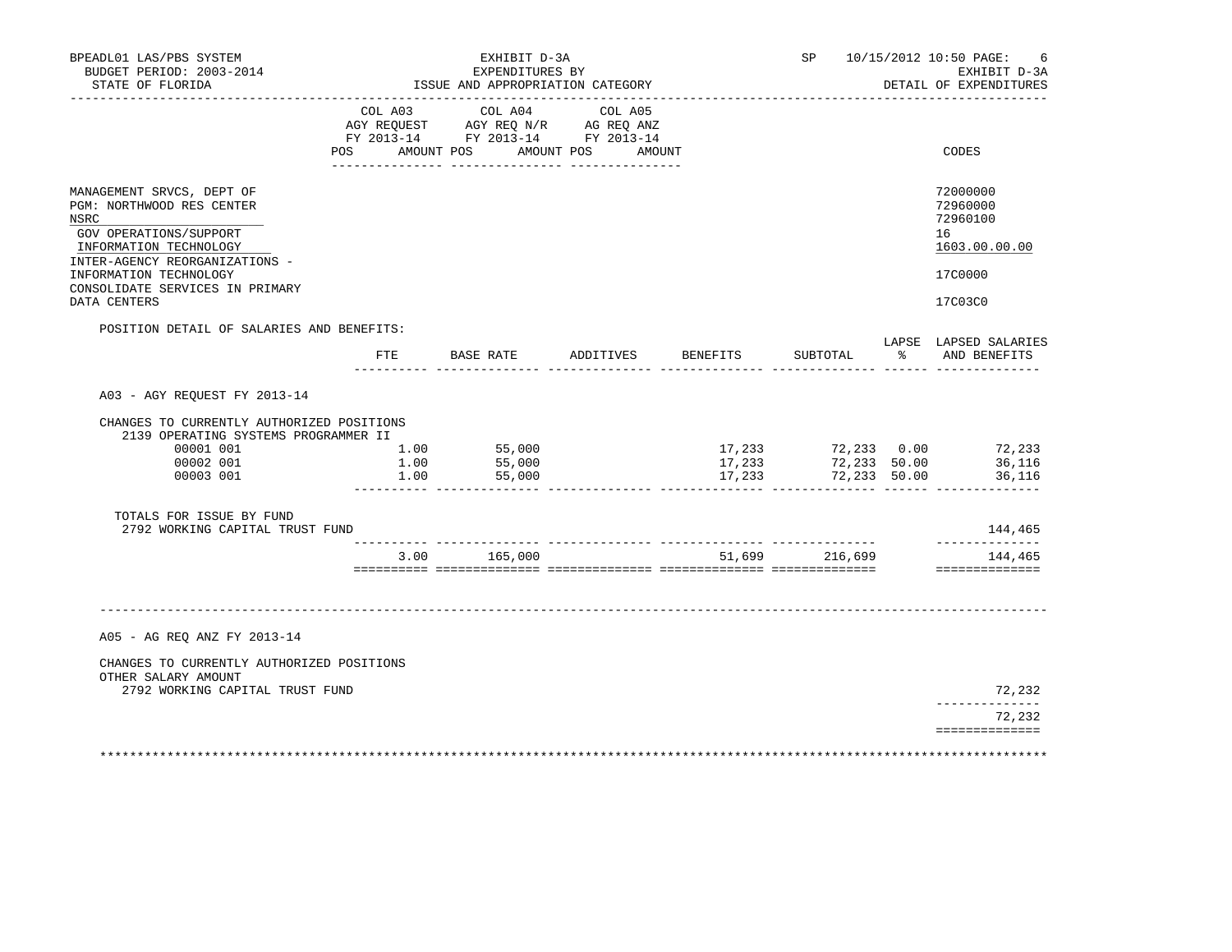BPEADL01 LAS/PBS SYSTEM — EXHIBIT D-3A — SP 10/15/2012 10:50

BUDGET PERIOD: 2003-2014 — EXPENDITURES BY — EXHIBIT D-3A

STATE OF FLORIDA — ISSUE AND APPROPRIATION CATEGORY — DETAIL OF EXPENDITURES

| | COL A03 AGY REQUEST FY 2013-14 POS AMOUNT | COL A04 AGY REQ N/R FY 2013-14 POS AMOUNT | COL A05 AG REQ ANZ FY 2013-14 POS AMOUNT | CODES |
|---|---|---|---|---|
| MANAGEMENT SRVCS, DEPT OF | | | | 72000000 |
| PGM: NORTHWOOD RES CENTER | | | | 72960000 |
| NSRC | | | | 72960100 |
| GOV OPERATIONS/SUPPORT | | | | 16 |
| INFORMATION TECHNOLOGY | | | | 1603.00.00.00 |
| INTER-AGENCY REORGANIZATIONS - INFORMATION TECHNOLOGY | | | | 17C0000 |
| CONSOLIDATE SERVICES IN PRIMARY DATA CENTERS | | | | 17C03C0 |

POSITION DETAIL OF SALARIES AND BENEFITS:

| | FTE | BASE RATE | ADDITIVES | BENEFITS | SUBTOTAL | LAPSE % | LAPSED SALARIES AND BENEFITS |
|---|---|---|---|---|---|---|---|
| **A03 - AGY REQUEST FY 2013-14** | | | | | | | |
| CHANGES TO CURRENTLY AUTHORIZED POSITIONS | | | | | | | |
| 2139 OPERATING SYSTEMS PROGRAMMER II | | | | | | | |
| 00001 001 | 1.00 | 55,000 | | 17,233 | 72,233 | 0.00 | 72,233 |
| 00002 001 | 1.00 | 55,000 | | 17,233 | 72,233 | 50.00 | 36,116 |
| 00003 001 | 1.00 | 55,000 | | 17,233 | 72,233 | 50.00 | 36,116 |
| TOTALS FOR ISSUE BY FUND | | | | | | | |
| 2792 WORKING CAPITAL TRUST FUND | | | | | | | 144,465 |
| | 3.00 | 165,000 | | 51,699 | 216,699 | | 144,465 |
| **A05 - AG REQ ANZ FY 2013-14** | | | | | | | |
| CHANGES TO CURRENTLY AUTHORIZED POSITIONS | | | | | | | |
| OTHER SALARY AMOUNT | | | | | | | |
| 2792 WORKING CAPITAL TRUST FUND | | | | | | | 72,232 |
| | | | | | | | 72,232 |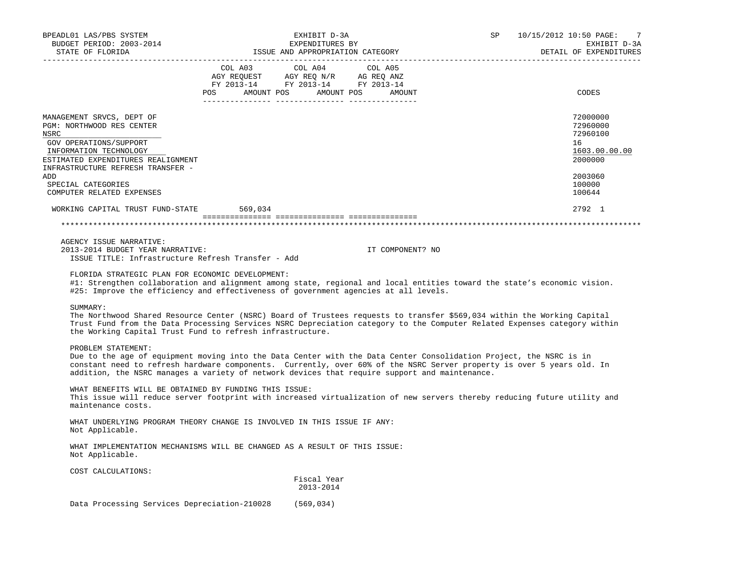| | COL A03 AGY REQUEST FY 2013-14 POS | AMOUNT | COL A04 AGY REQ N/R FY 2013-14 POS | AMOUNT | COL A05 AG REQ ANZ FY 2013-14 POS | AMOUNT | CODES |
|---|---|---|---|---|---|---|---|
| MANAGEMENT SRVCS, DEPT OF | | | | | | | 72000000 |
| PGM: NORTHWOOD RES CENTER | | | | | | | 72960000 |
| NSRC | | | | | | | 72960100 |
| GOV OPERATIONS/SUPPORT | | | | | | | 16 |
| INFORMATION TECHNOLOGY | | | | | | | 1603.00.00.00 |
| ESTIMATED EXPENDITURES REALIGNMENT | | | | | | | 2000000 |
| INFRASTRUCTURE REFRESH TRANSFER - ADD | | | | | | | 2003060 |
| SPECIAL CATEGORIES | | | | | | | 100000 |
| COMPUTER RELATED EXPENSES | | | | | | | 100644 |
| WORKING CAPITAL TRUST FUND-STATE | | 569,034 | | | | | 2792 1 |

AGENCY ISSUE NARRATIVE:
2013-2014 BUDGET YEAR NARRATIVE: IT COMPONENT? NO

ISSUE TITLE: Infrastructure Refresh Transfer - Add

FLORIDA STRATEGIC PLAN FOR ECONOMIC DEVELOPMENT:
#1: Strengthen collaboration and alignment among state, regional and local entities toward the state's economic vision.
#25: Improve the efficiency and effectiveness of government agencies at all levels.

SUMMARY:
The Northwood Shared Resource Center (NSRC) Board of Trustees requests to transfer $569,034 within the Working Capital Trust Fund from the Data Processing Services NSRC Depreciation category to the Computer Related Expenses category within the Working Capital Trust Fund to refresh infrastructure.

PROBLEM STATEMENT:
Due to the age of equipment moving into the Data Center with the Data Center Consolidation Project, the NSRC is in constant need to refresh hardware components. Currently, over 60% of the NSRC Server property is over 5 years old. In addition, the NSRC manages a variety of network devices that require support and maintenance.

WHAT BENEFITS WILL BE OBTAINED BY FUNDING THIS ISSUE:
This issue will reduce server footprint with increased virtualization of new servers thereby reducing future utility and maintenance costs.

WHAT UNDERLYING PROGRAM THEORY CHANGE IS INVOLVED IN THIS ISSUE IF ANY:
Not Applicable.

WHAT IMPLEMENTATION MECHANISMS WILL BE CHANGED AS A RESULT OF THIS ISSUE:
Not Applicable.

COST CALCULATIONS:

| | Fiscal Year 2013-2014 |
|---|---|
| Data Processing Services Depreciation-210028 | (569,034) |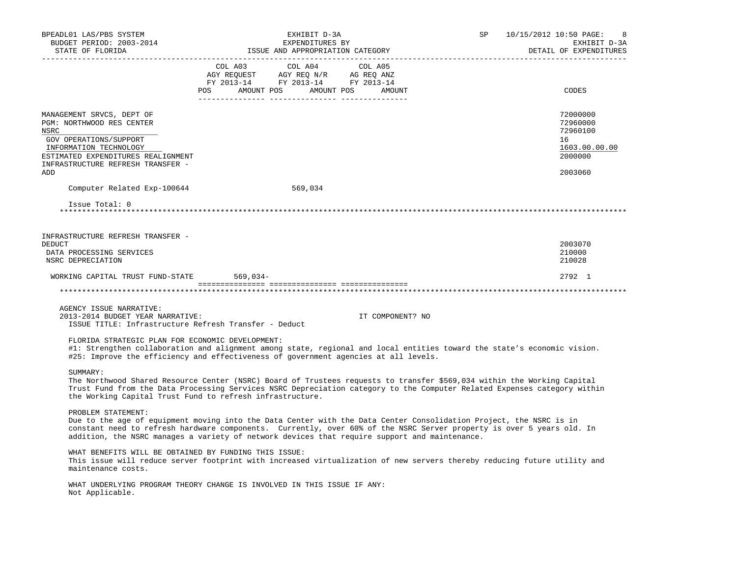BPEADL01 LAS/PBS SYSTEM — EXHIBIT D-3A — EXPENDITURES BY ISSUE AND APPROPRIATION CATEGORY — SP 10/15/2012 10:50 PAGE: 8

BUDGET PERIOD: 2003-2014 — EXHIBIT D-3A

STATE OF FLORIDA — DETAIL OF EXPENDITURES

| | COL A03 AGY REQUEST FY 2013-14 POS AMOUNT | COL A04 AGY REQ N/R FY 2013-14 POS AMOUNT | COL A05 AG REQ ANZ FY 2013-14 POS AMOUNT | CODES |
|---|---|---|---|---|
| MANAGEMENT SRVCS, DEPT OF | | | | 72000000 |
| PGM: NORTHWOOD RES CENTER | | | | 72960000 |
| NSRC | | | | 72960100 |
| GOV OPERATIONS/SUPPORT | | | | 16 |
| INFORMATION TECHNOLOGY | | | | 1603.00.00.00 |
| ESTIMATED EXPENDITURES REALIGNMENT | | | | 2000000 |
| INFRASTRUCTURE REFRESH TRANSFER - ADD | | | | 2003060 |
| Computer Related Exp-100644 | | 569,034 | | |
| Issue Total: 0 | | | | |
| INFRASTRUCTURE REFRESH TRANSFER - DEDUCT | | | | 2003070 |
| DATA PROCESSING SERVICES | | | | 210000 |
| NSRC DEPRECIATION | | | | 210028 |
| WORKING CAPITAL TRUST FUND-STATE | 569,034- | | | 2792 1 |

AGENCY ISSUE NARRATIVE:

2013-2014 BUDGET YEAR NARRATIVE: IT COMPONENT? NO

ISSUE TITLE: Infrastructure Refresh Transfer - Deduct

FLORIDA STRATEGIC PLAN FOR ECONOMIC DEVELOPMENT:

#1: Strengthen collaboration and alignment among state, regional and local entities toward the state's economic vision.
#25: Improve the efficiency and effectiveness of government agencies at all levels.

SUMMARY:

The Northwood Shared Resource Center (NSRC) Board of Trustees requests to transfer $569,034 within the Working Capital Trust Fund from the Data Processing Services NSRC Depreciation category to the Computer Related Expenses category within the Working Capital Trust Fund to refresh infrastructure.

PROBLEM STATEMENT:

Due to the age of equipment moving into the Data Center with the Data Center Consolidation Project, the NSRC is in constant need to refresh hardware components. Currently, over 60% of the NSRC Server property is over 5 years old. In addition, the NSRC manages a variety of network devices that require support and maintenance.

WHAT BENEFITS WILL BE OBTAINED BY FUNDING THIS ISSUE:

This issue will reduce server footprint with increased virtualization of new servers thereby reducing future utility and maintenance costs.

WHAT UNDERLYING PROGRAM THEORY CHANGE IS INVOLVED IN THIS ISSUE IF ANY:

Not Applicable.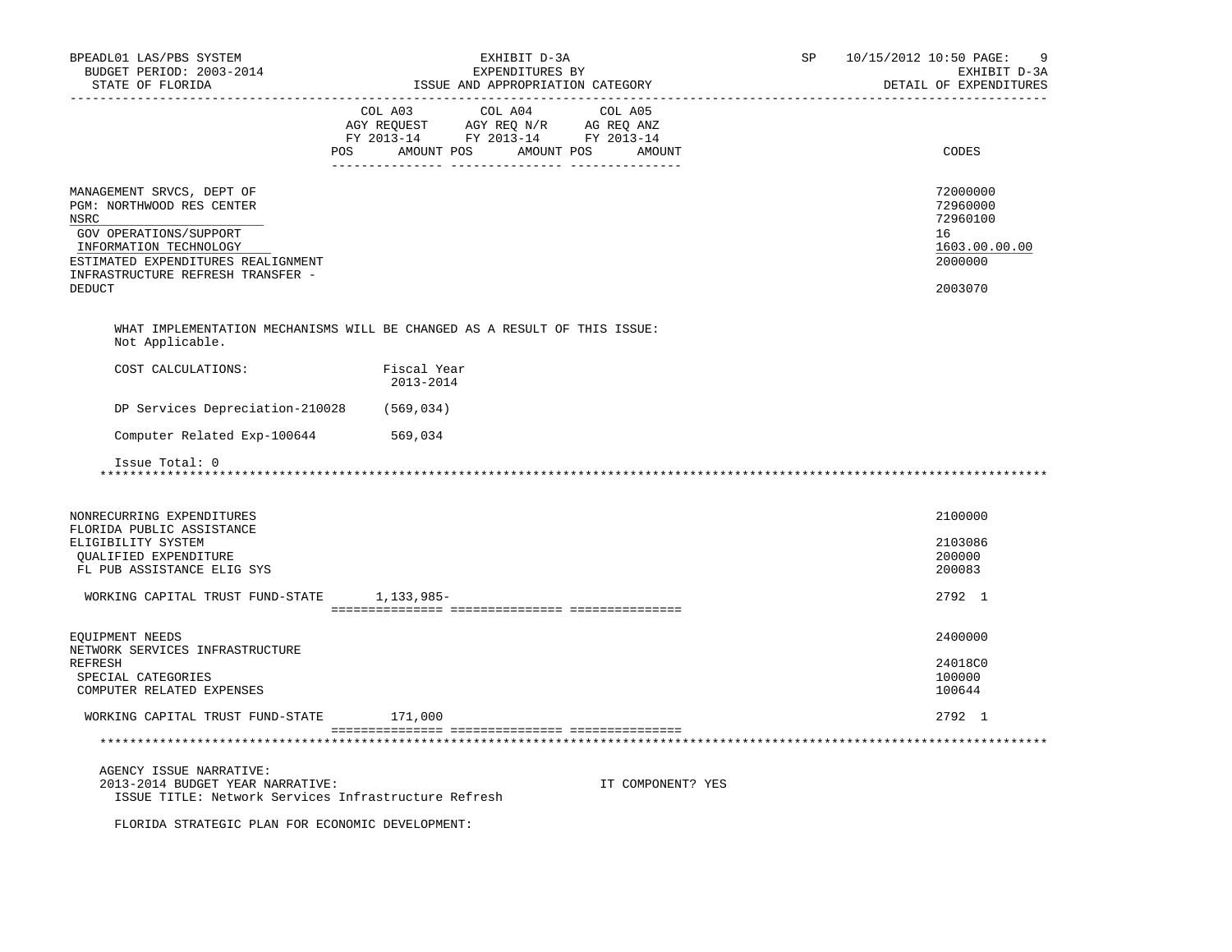| | COL A03 AGY REQUEST FY 2013-14 POS AMOUNT | COL A04 AGY REQ N/R FY 2013-14 POS AMOUNT | COL A05 AG REQ ANZ FY 2013-14 POS AMOUNT | CODES |
|---|---|---|---|---|
| MANAGEMENT SRVCS, DEPT OF | | | | 72000000 |
| PGM: NORTHWOOD RES CENTER | | | | 72960000 |
| NSRC | | | | 72960100 |
| GOV OPERATIONS/SUPPORT | | | | 16 |
| INFORMATION TECHNOLOGY | | | | 1603.00.00.00 |
| ESTIMATED EXPENDITURES REALIGNMENT | | | | 2000000 |
| INFRASTRUCTURE REFRESH TRANSFER - DEDUCT | | | | 2003070 |

WHAT IMPLEMENTATION MECHANISMS WILL BE CHANGED AS A RESULT OF THIS ISSUE:
Not Applicable.

| COST CALCULATIONS: | Fiscal Year 2013-2014 |
|---|---|
| DP Services Depreciation-210028 | (569,034) |
| Computer Related Exp-100644 | 569,034 |

Issue Total: 0

******************************************************************************************************************

| | COL A03 | COL A04 | COL A05 | CODES |
|---|---|---|---|---|
| NONRECURRING EXPENDITURES | | | | 2100000 |
| FLORIDA PUBLIC ASSISTANCE ELIGIBILITY SYSTEM | | | | 2103086 |
| QUALIFIED EXPENDITURE | | | | 200000 |
| FL PUB ASSISTANCE ELIG SYS | | | | 200083 |
| WORKING CAPITAL TRUST FUND-STATE | 1,133,985- | | | 2792 1 |
| EQUIPMENT NEEDS | | | | 2400000 |
| NETWORK SERVICES INFRASTRUCTURE REFRESH | | | | 24018C0 |
| SPECIAL CATEGORIES | | | | 100000 |
| COMPUTER RELATED EXPENSES | | | | 100644 |
| WORKING CAPITAL TRUST FUND-STATE | 171,000 | | | 2792 1 |

******************************************************************************************************************

AGENCY ISSUE NARRATIVE:
2013-2014 BUDGET YEAR NARRATIVE: IT COMPONENT? YES
ISSUE TITLE: Network Services Infrastructure Refresh

FLORIDA STRATEGIC PLAN FOR ECONOMIC DEVELOPMENT: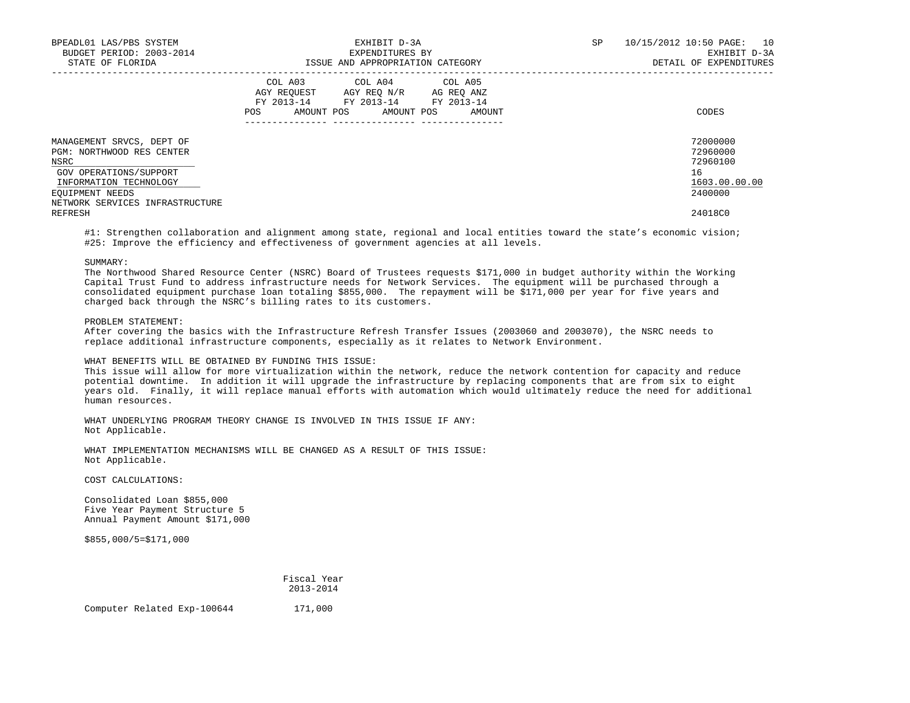BPEADL01 LAS/PBS SYSTEM | EXHIBIT D-3A | SP 10/15/2012 10:50
BUDGET PERIOD: 2003-2014 | EXPENDITURES BY | EXHIBIT D-3A
STATE OF FLORIDA | ISSUE AND APPROPRIATION CATEGORY | DETAIL OF EXPENDITURES

| | COL A03 AGY REQUEST FY 2013-14 | | COL A04 AGY REQ N/R FY 2013-14 | | COL A05 AG REQ ANZ FY 2013-14 | | |
|---|---|---|---|---|---|---|---|
| | POS | AMOUNT | POS | AMOUNT | POS | AMOUNT | CODES |
| MANAGEMENT SRVCS, DEPT OF | | | | | | | 72000000 |
| PGM: NORTHWOOD RES CENTER | | | | | | | 72960000 |
| NSRC | | | | | | | 72960100 |
| GOV OPERATIONS/SUPPORT | | | | | | | 16 |
| INFORMATION TECHNOLOGY | | | | | | | 1603.00.00.00 |
| EQUIPMENT NEEDS | | | | | | | 2400000 |
| NETWORK SERVICES INFRASTRUCTURE REFRESH | | | | | | | 24018C0 |

#1: Strengthen collaboration and alignment among state, regional and local entities toward the state's economic vision;
#25: Improve the efficiency and effectiveness of government agencies at all levels.

SUMMARY:
The Northwood Shared Resource Center (NSRC) Board of Trustees requests $171,000 in budget authority within the Working Capital Trust Fund to address infrastructure needs for Network Services. The equipment will be purchased through a consolidated equipment purchase loan totaling $855,000. The repayment will be $171,000 per year for five years and charged back through the NSRC's billing rates to its customers.

PROBLEM STATEMENT:
After covering the basics with the Infrastructure Refresh Transfer Issues (2003060 and 2003070), the NSRC needs to replace additional infrastructure components, especially as it relates to Network Environment.

WHAT BENEFITS WILL BE OBTAINED BY FUNDING THIS ISSUE:
This issue will allow for more virtualization within the network, reduce the network contention for capacity and reduce potential downtime. In addition it will upgrade the infrastructure by replacing components that are from six to eight years old. Finally, it will replace manual efforts with automation which would ultimately reduce the need for additional human resources.

WHAT UNDERLYING PROGRAM THEORY CHANGE IS INVOLVED IN THIS ISSUE IF ANY:
Not Applicable.

WHAT IMPLEMENTATION MECHANISMS WILL BE CHANGED AS A RESULT OF THIS ISSUE:
Not Applicable.

COST CALCULATIONS:

Consolidated Loan $855,000
Five Year Payment Structure 5
Annual Payment Amount $171,000

$855,000/5=$171,000

| | Fiscal Year 2013-2014 |
|---|---|
| Computer Related Exp-100644 | 171,000 |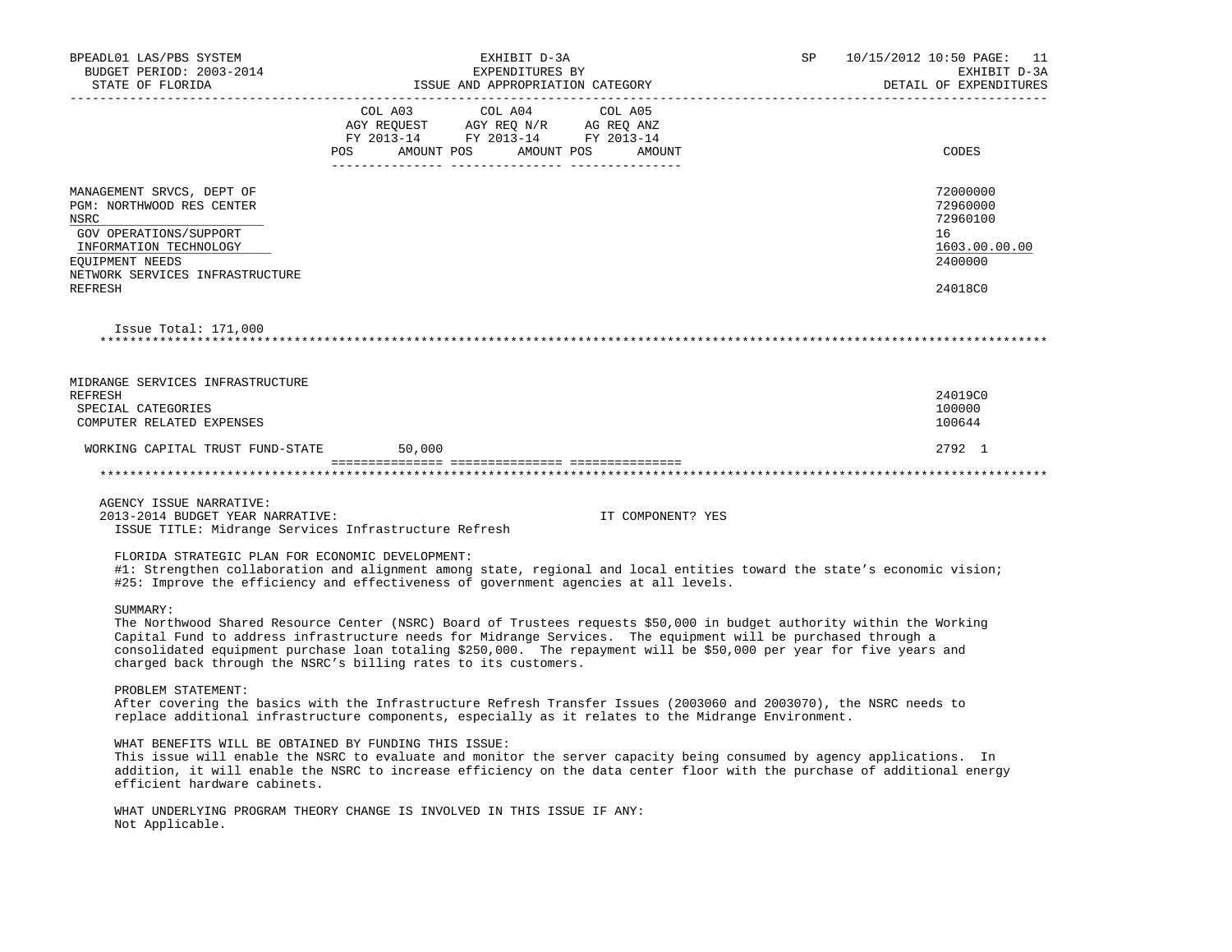| | COL A03 AGY REQUEST FY 2013-14 POS AMOUNT | COL A04 AGY REQ N/R FY 2013-14 POS AMOUNT | COL A05 AG REQ ANZ FY 2013-14 POS AMOUNT | CODES |
|---|---|---|---|---|
| MANAGEMENT SRVCS, DEPT OF | | | | 72000000 |
| PGM: NORTHWOOD RES CENTER | | | | 72960000 |
| NSRC | | | | 72960100 |
| GOV OPERATIONS/SUPPORT | | | | 16 |
| INFORMATION TECHNOLOGY | | | | 1603.00.00.00 |
| EQUIPMENT NEEDS | | | | 2400000 |
| NETWORK SERVICES INFRASTRUCTURE REFRESH | | | | 24018C0 |
| Issue Total: 171,000 | | | | |
| MIDRANGE SERVICES INFRASTRUCTURE REFRESH | | | | 24019C0 |
| SPECIAL CATEGORIES | | | | 100000 |
| COMPUTER RELATED EXPENSES | | | | 100644 |
| WORKING CAPITAL TRUST FUND-STATE | 50,000 | | | 2792 1 |

AGENCY ISSUE NARRATIVE:
2013-2014 BUDGET YEAR NARRATIVE: IT COMPONENT? YES
ISSUE TITLE: Midrange Services Infrastructure Refresh

FLORIDA STRATEGIC PLAN FOR ECONOMIC DEVELOPMENT:
#1: Strengthen collaboration and alignment among state, regional and local entities toward the state's economic vision;
#25: Improve the efficiency and effectiveness of government agencies at all levels.

SUMMARY:
The Northwood Shared Resource Center (NSRC) Board of Trustees requests $50,000 in budget authority within the Working Capital Fund to address infrastructure needs for Midrange Services. The equipment will be purchased through a consolidated equipment purchase loan totaling $250,000. The repayment will be $50,000 per year for five years and charged back through the NSRC's billing rates to its customers.

PROBLEM STATEMENT:
After covering the basics with the Infrastructure Refresh Transfer Issues (2003060 and 2003070), the NSRC needs to replace additional infrastructure components, especially as it relates to the Midrange Environment.

WHAT BENEFITS WILL BE OBTAINED BY FUNDING THIS ISSUE:
This issue will enable the NSRC to evaluate and monitor the server capacity being consumed by agency applications. In addition, it will enable the NSRC to increase efficiency on the data center floor with the purchase of additional energy efficient hardware cabinets.

WHAT UNDERLYING PROGRAM THEORY CHANGE IS INVOLVED IN THIS ISSUE IF ANY:
Not Applicable.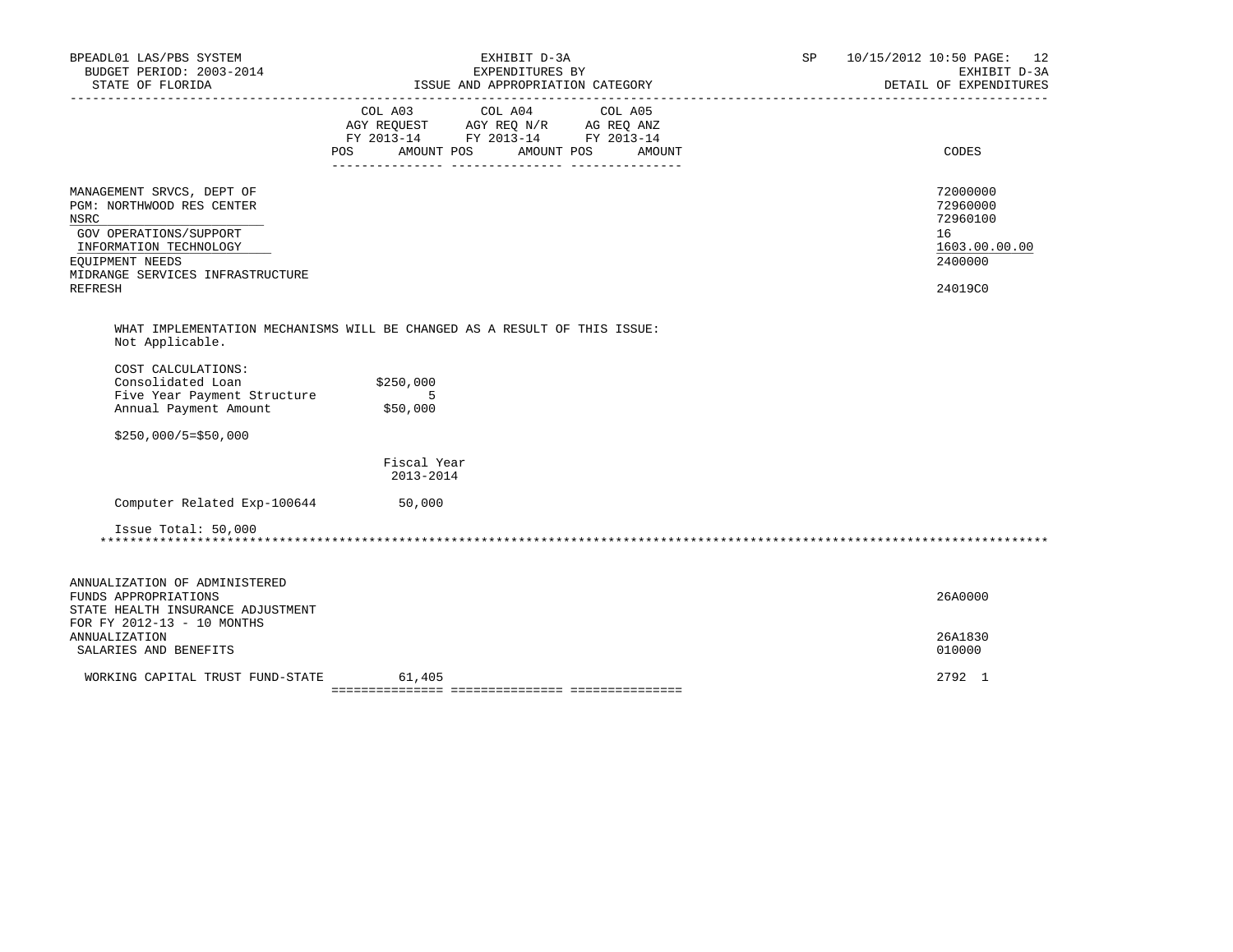| | COL A03 AGY REQUEST FY 2013-14 POS AMOUNT | COL A04 AGY REQ N/R FY 2013-14 POS AMOUNT | COL A05 AG REQ ANZ FY 2013-14 POS AMOUNT | CODES |
|---|---|---|---|---|
| MANAGEMENT SRVCS, DEPT OF | | | | 72000000 |
| PGM: NORTHWOOD RES CENTER | | | | 72960000 |
| NSRC | | | | 72960100 |
| GOV OPERATIONS/SUPPORT | | | | 16 |
| INFORMATION TECHNOLOGY | | | | 1603.00.00.00 |
| EQUIPMENT NEEDS | | | | 2400000 |
| MIDRANGE SERVICES INFRASTRUCTURE REFRESH | | | | 24019C0 |

WHAT IMPLEMENTATION MECHANISMS WILL BE CHANGED AS A RESULT OF THIS ISSUE:
Not Applicable.

COST CALCULATIONS:

| | |
|---|---|
| Consolidated Loan | $250,000 |
| Five Year Payment Structure | 5 |
| Annual Payment Amount | $50,000 |

$250,000/5=$50,000

| | Fiscal Year 2013-2014 |
|---|---|
| Computer Related Exp-100644 | 50,000 |

Issue Total: 50,000

*******************************************************************************************************************************

| | COL A03 | COL A04 | COL A05 | CODES |
|---|---|---|---|---|
| ANNUALIZATION OF ADMINISTERED FUNDS APPROPRIATIONS | | | | 26A0000 |
| STATE HEALTH INSURANCE ADJUSTMENT FOR FY 2012-13 - 10 MONTHS ANNUALIZATION | | | | 26A1830 |
| SALARIES AND BENEFITS | | | | 010000 |
| WORKING CAPITAL TRUST FUND-STATE | 61,405 | | | 2792 1 |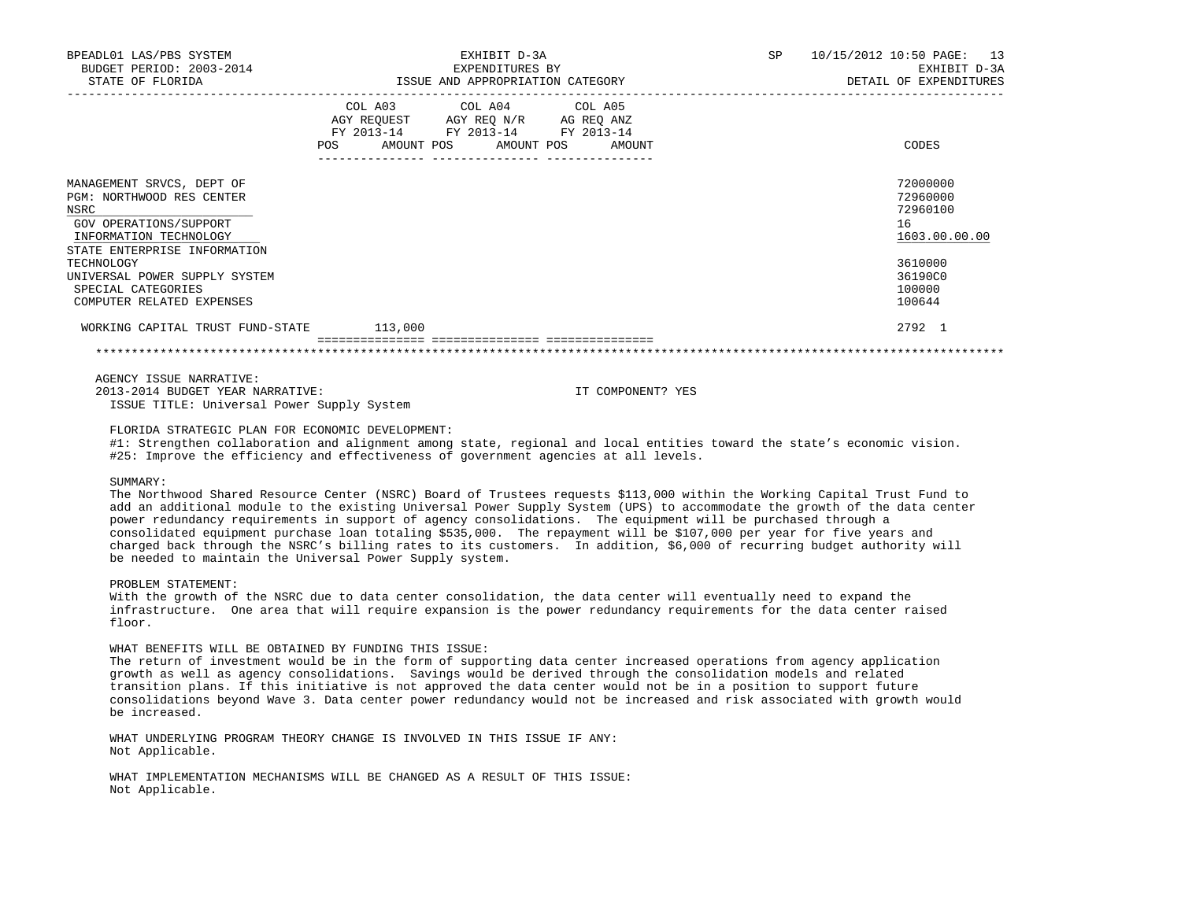BPEADL01 LAS/PBS SYSTEM  EXHIBIT D-3A  SP 10/15/2012 10:50 PAGE: 13
BUDGET PERIOD: 2003-2014  EXPENDITURES BY  EXHIBIT D-3A
STATE OF FLORIDA  ISSUE AND APPROPRIATION CATEGORY  DETAIL OF EXPENDITURES

| | COL A03 AGY REQUEST FY 2013-14 POS | AMOUNT | COL A04 AGY REQ N/R FY 2013-14 POS | AMOUNT | COL A05 AG REQ ANZ FY 2013-14 POS | AMOUNT | CODES |
|---|---|---|---|---|---|---|---|
| MANAGEMENT SRVCS, DEPT OF | | | | | | | 72000000 |
| PGM: NORTHWOOD RES CENTER | | | | | | | 72960000 |
| NSRC | | | | | | | 72960100 |
| GOV OPERATIONS/SUPPORT | | | | | | | 16 |
| INFORMATION TECHNOLOGY | | | | | | | 1603.00.00.00 |
| STATE ENTERPRISE INFORMATION TECHNOLOGY | | | | | | | 3610000 |
| UNIVERSAL POWER SUPPLY SYSTEM | | | | | | | 36190C0 |
| SPECIAL CATEGORIES | | | | | | | 100000 |
| COMPUTER RELATED EXPENSES | | | | | | | 100644 |
| WORKING CAPITAL TRUST FUND-STATE | | 113,000 | | | | | 2792 1 |

AGENCY ISSUE NARRATIVE:
2013-2014 BUDGET YEAR NARRATIVE: IT COMPONENT? YES
ISSUE TITLE: Universal Power Supply System

FLORIDA STRATEGIC PLAN FOR ECONOMIC DEVELOPMENT:
#1: Strengthen collaboration and alignment among state, regional and local entities toward the state's economic vision.
#25: Improve the efficiency and effectiveness of government agencies at all levels.

SUMMARY:
The Northwood Shared Resource Center (NSRC) Board of Trustees requests $113,000 within the Working Capital Trust Fund to add an additional module to the existing Universal Power Supply System (UPS) to accommodate the growth of the data center power redundancy requirements in support of agency consolidations. The equipment will be purchased through a consolidated equipment purchase loan totaling $535,000. The repayment will be $107,000 per year for five years and charged back through the NSRC's billing rates to its customers. In addition, $6,000 of recurring budget authority will be needed to maintain the Universal Power Supply system.

PROBLEM STATEMENT:
With the growth of the NSRC due to data center consolidation, the data center will eventually need to expand the infrastructure. One area that will require expansion is the power redundancy requirements for the data center raised floor.

WHAT BENEFITS WILL BE OBTAINED BY FUNDING THIS ISSUE:
The return of investment would be in the form of supporting data center increased operations from agency application growth as well as agency consolidations. Savings would be derived through the consolidation models and related transition plans. If this initiative is not approved the data center would not be in a position to support future consolidations beyond Wave 3. Data center power redundancy would not be increased and risk associated with growth would be increased.

WHAT UNDERLYING PROGRAM THEORY CHANGE IS INVOLVED IN THIS ISSUE IF ANY:
Not Applicable.

WHAT IMPLEMENTATION MECHANISMS WILL BE CHANGED AS A RESULT OF THIS ISSUE:
Not Applicable.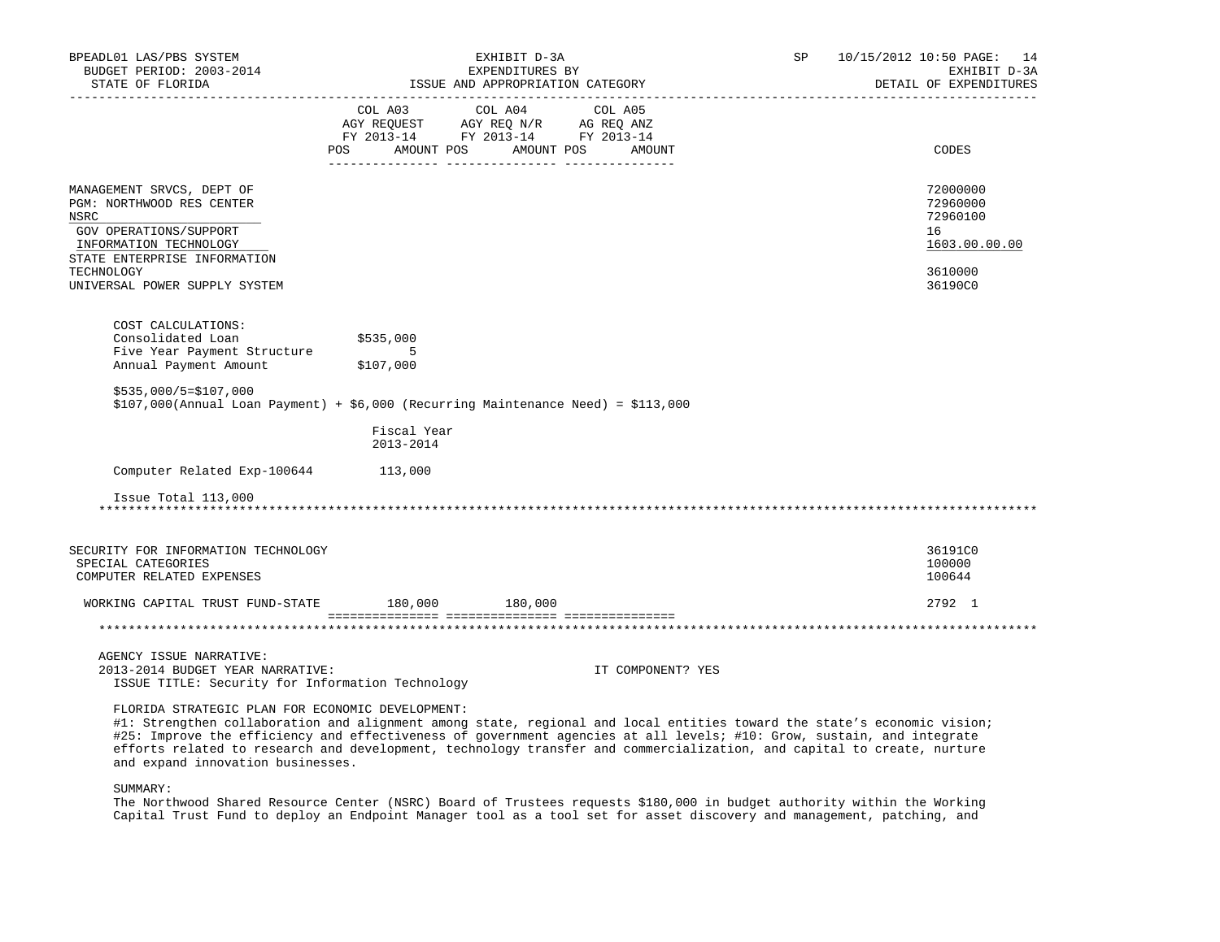BPEADL01 LAS/PBS SYSTEM — EXHIBIT D-3A — EXPENDITURES BY ISSUE AND APPROPRIATION CATEGORY — SP 10/15/2012 10:50

BUDGET PERIOD: 2003-2014 — STATE OF FLORIDA — EXHIBIT D-3A — DETAIL OF EXPENDITURES

| | COL A03 AGY REQUEST FY 2013-14 POS AMOUNT | COL A04 AGY REQ N/R FY 2013-14 POS AMOUNT | COL A05 AG REQ ANZ FY 2013-14 POS AMOUNT | CODES |
|---|---|---|---|---|
| MANAGEMENT SRVCS, DEPT OF | | | | 72000000 |
| PGM: NORTHWOOD RES CENTER | | | | 72960000 |
| NSRC | | | | 72960100 |
| GOV OPERATIONS/SUPPORT | | | | 16 |
| INFORMATION TECHNOLOGY | | | | 1603.00.00.00 |
| STATE ENTERPRISE INFORMATION TECHNOLOGY | | | | 3610000 |
| UNIVERSAL POWER SUPPLY SYSTEM | | | | 36190C0 |

COST CALCULATIONS:

| | |
|---|---|
| Consolidated Loan | $535,000 |
| Five Year Payment Structure | 5 |
| Annual Payment Amount | $107,000 |

$535,000/5=$107,000

$107,000(Annual Loan Payment) + $6,000 (Recurring Maintenance Need) = $113,000

| | Fiscal Year 2013-2014 |
|---|---|
| Computer Related Exp-100644 | 113,000 |

Issue Total 113,000

*******************************************************************************************************************

| | COL A03 | COL A04 | COL A05 | CODES |
|---|---|---|---|---|
| SECURITY FOR INFORMATION TECHNOLOGY | | | | 36191C0 |
| SPECIAL CATEGORIES | | | | 100000 |
| COMPUTER RELATED EXPENSES | | | | 100644 |
| WORKING CAPITAL TRUST FUND-STATE | 180,000 | 180,000 | | 2792 1 |

*******************************************************************************************************************

AGENCY ISSUE NARRATIVE:

2013-2014 BUDGET YEAR NARRATIVE: IT COMPONENT? YES

ISSUE TITLE: Security for Information Technology

FLORIDA STRATEGIC PLAN FOR ECONOMIC DEVELOPMENT:

#1: Strengthen collaboration and alignment among state, regional and local entities toward the state's economic vision; #25: Improve the efficiency and effectiveness of government agencies at all levels; #10: Grow, sustain, and integrate efforts related to research and development, technology transfer and commercialization, and capital to create, nurture and expand innovation businesses.

SUMMARY:

The Northwood Shared Resource Center (NSRC) Board of Trustees requests $180,000 in budget authority within the Working Capital Trust Fund to deploy an Endpoint Manager tool as a tool set for asset discovery and management, patching, and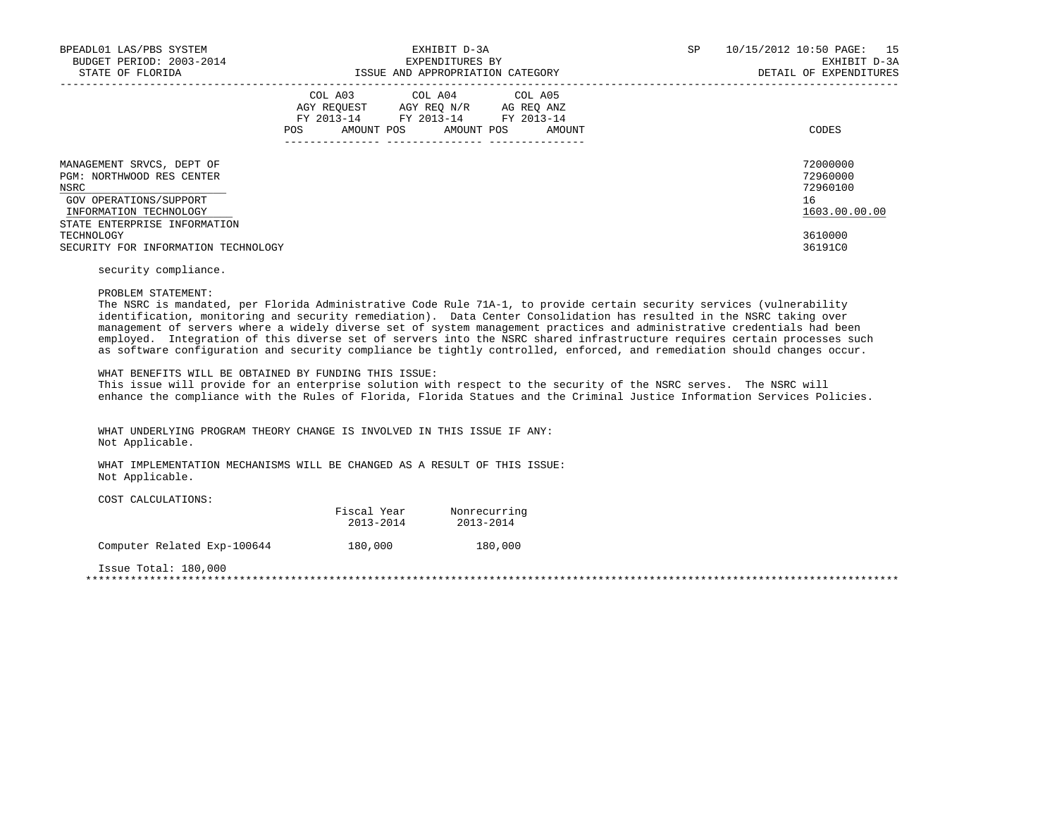| | COL A03 AGY REQUEST FY 2013-14 | | COL A04 AGY REQ N/R FY 2013-14 | | COL A05 AG REQ ANZ FY 2013-14 | | |
|---|---|---|---|---|---|---|---|
| | POS | AMOUNT | POS | AMOUNT | POS | AMOUNT | CODES |
| MANAGEMENT SRVCS, DEPT OF | | | | | | | 72000000 |
| PGM: NORTHWOOD RES CENTER | | | | | | | 72960000 |
| NSRC | | | | | | | 72960100 |
| GOV OPERATIONS/SUPPORT | | | | | | | 16 |
| INFORMATION TECHNOLOGY | | | | | | | 1603.00.00.00 |
| STATE ENTERPRISE INFORMATION TECHNOLOGY | | | | | | | 3610000 |
| SECURITY FOR INFORMATION TECHNOLOGY | | | | | | | 36191C0 |

security compliance.

PROBLEM STATEMENT:
The NSRC is mandated, per Florida Administrative Code Rule 71A-1, to provide certain security services (vulnerability identification, monitoring and security remediation). Data Center Consolidation has resulted in the NSRC taking over management of servers where a widely diverse set of system management practices and administrative credentials had been employed. Integration of this diverse set of servers into the NSRC shared infrastructure requires certain processes such as software configuration and security compliance be tightly controlled, enforced, and remediation should changes occur.

WHAT BENEFITS WILL BE OBTAINED BY FUNDING THIS ISSUE:
This issue will provide for an enterprise solution with respect to the security of the NSRC serves. The NSRC will enhance the compliance with the Rules of Florida, Florida Statues and the Criminal Justice Information Services Policies.

WHAT UNDERLYING PROGRAM THEORY CHANGE IS INVOLVED IN THIS ISSUE IF ANY:
Not Applicable.

WHAT IMPLEMENTATION MECHANISMS WILL BE CHANGED AS A RESULT OF THIS ISSUE:
Not Applicable.

COST CALCULATIONS:

| | Fiscal Year 2013-2014 | Nonrecurring 2013-2014 |
|---|---|---|
| Computer Related Exp-100644 | 180,000 | 180,000 |

Issue Total: 180,000

*******************************************************************************************************************************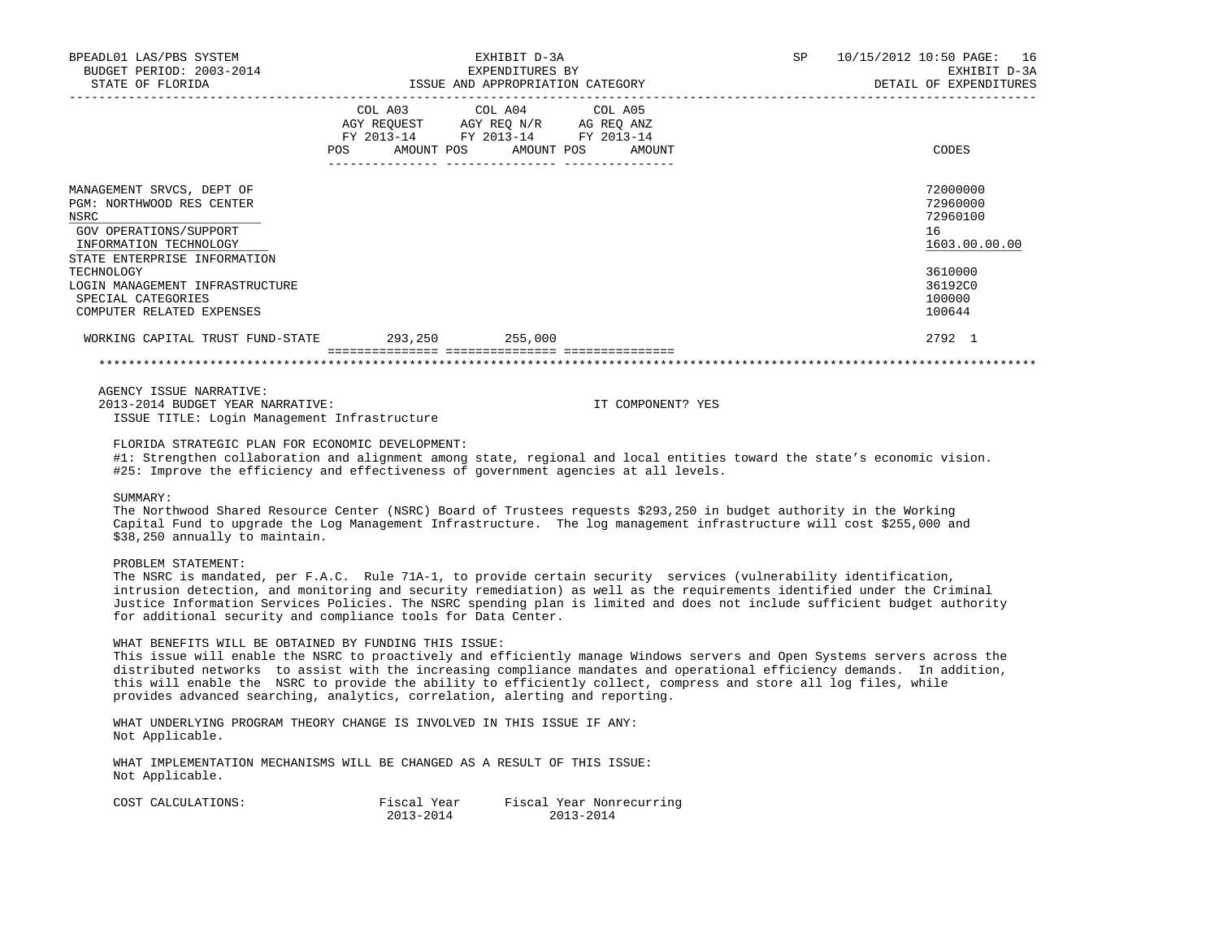| | COL A03 AGY REQUEST FY 2013-14 POS AMOUNT | COL A04 AGY REQ N/R FY 2013-14 POS AMOUNT | COL A05 AG REQ ANZ FY 2013-14 POS AMOUNT | CODES |
|---|---|---|---|---|
| MANAGEMENT SRVCS, DEPT OF | | | | 72000000 |
| PGM: NORTHWOOD RES CENTER | | | | 72960000 |
| NSRC | | | | 72960100 |
| GOV OPERATIONS/SUPPORT | | | | 16 |
| INFORMATION TECHNOLOGY | | | | 1603.00.00.00 |
| STATE ENTERPRISE INFORMATION TECHNOLOGY | | | | 3610000 |
| LOGIN MANAGEMENT INFRASTRUCTURE | | | | 36192C0 |
| SPECIAL CATEGORIES | | | | 100000 |
| COMPUTER RELATED EXPENSES | | | | 100644 |
| WORKING CAPITAL TRUST FUND-STATE | 293,250 | 255,000 | | 2792 1 |

AGENCY ISSUE NARRATIVE:
2013-2014 BUDGET YEAR NARRATIVE: IT COMPONENT? YES
ISSUE TITLE: Login Management Infrastructure

FLORIDA STRATEGIC PLAN FOR ECONOMIC DEVELOPMENT:
#1: Strengthen collaboration and alignment among state, regional and local entities toward the state's economic vision.
#25: Improve the efficiency and effectiveness of government agencies at all levels.

SUMMARY:
The Northwood Shared Resource Center (NSRC) Board of Trustees requests $293,250 in budget authority in the Working Capital Fund to upgrade the Log Management Infrastructure. The log management infrastructure will cost $255,000 and $38,250 annually to maintain.

PROBLEM STATEMENT:
The NSRC is mandated, per F.A.C. Rule 71A-1, to provide certain security services (vulnerability identification, intrusion detection, and monitoring and security remediation) as well as the requirements identified under the Criminal Justice Information Services Policies. The NSRC spending plan is limited and does not include sufficient budget authority for additional security and compliance tools for Data Center.

WHAT BENEFITS WILL BE OBTAINED BY FUNDING THIS ISSUE:
This issue will enable the NSRC to proactively and efficiently manage Windows servers and Open Systems servers across the distributed networks to assist with the increasing compliance mandates and operational efficiency demands. In addition, this will enable the NSRC to provide the ability to efficiently collect, compress and store all log files, while provides advanced searching, analytics, correlation, alerting and reporting.

WHAT UNDERLYING PROGRAM THEORY CHANGE IS INVOLVED IN THIS ISSUE IF ANY:
Not Applicable.

WHAT IMPLEMENTATION MECHANISMS WILL BE CHANGED AS A RESULT OF THIS ISSUE:
Not Applicable.

| COST CALCULATIONS: | Fiscal Year 2013-2014 | Fiscal Year Nonrecurring 2013-2014 |
|---|---|---|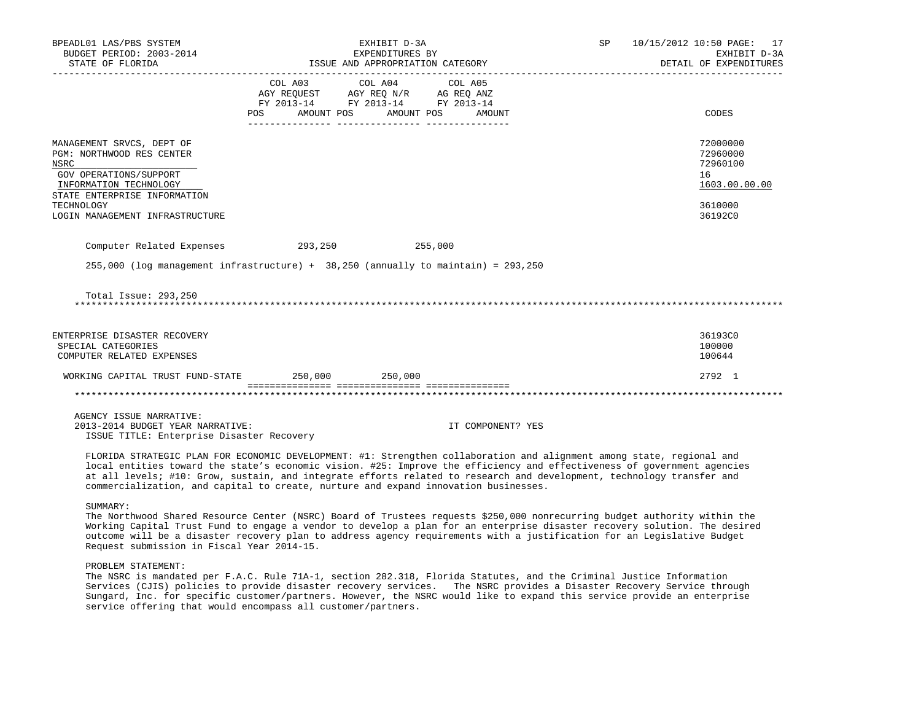| | COL A03 AGY REQUEST FY 2013-14 | | COL A04 AGY REQ N/R FY 2013-14 | | COL A05 AG REQ ANZ FY 2013-14 | | CODES |
|---|---|---|---|---|---|---|---|
| | POS | AMOUNT | POS | AMOUNT | POS | AMOUNT | |

MANAGEMENT SRVCS, DEPT OF — 72000000
PGM: NORTHWOOD RES CENTER — 72960000
NSRC — 72960100
GOV OPERATIONS/SUPPORT — 16
INFORMATION TECHNOLOGY — 1603.00.00.00
STATE ENTERPRISE INFORMATION TECHNOLOGY — 3610000
LOGIN MANAGEMENT INFRASTRUCTURE — 36192C0

| | COL A03 AMOUNT | COL A04 AMOUNT | COL A05 AMOUNT | CODES |
|---|---|---|---|---|
| Computer Related Expenses | 293,250 | 255,000 | | |

255,000 (log management infrastructure) + 38,250 (annually to maintain) = 293,250

Total Issue: 293,250

ENTERPRISE DISASTER RECOVERY — 36193C0
SPECIAL CATEGORIES — 100000
COMPUTER RELATED EXPENSES — 100644

| | COL A03 AMOUNT | COL A04 AMOUNT | COL A05 AMOUNT | CODES |
|---|---|---|---|---|
| WORKING CAPITAL TRUST FUND-STATE | 250,000 | 250,000 | | 2792 1 |

AGENCY ISSUE NARRATIVE:
2013-2014 BUDGET YEAR NARRATIVE: IT COMPONENT? YES
ISSUE TITLE: Enterprise Disaster Recovery

FLORIDA STRATEGIC PLAN FOR ECONOMIC DEVELOPMENT: #1: Strengthen collaboration and alignment among state, regional and local entities toward the state's economic vision. #25: Improve the efficiency and effectiveness of government agencies at all levels; #10: Grow, sustain, and integrate efforts related to research and development, technology transfer and commercialization, and capital to create, nurture and expand innovation businesses.

SUMMARY:
The Northwood Shared Resource Center (NSRC) Board of Trustees requests $250,000 nonrecurring budget authority within the Working Capital Trust Fund to engage a vendor to develop a plan for an enterprise disaster recovery solution. The desired outcome will be a disaster recovery plan to address agency requirements with a justification for an Legislative Budget Request submission in Fiscal Year 2014-15.

PROBLEM STATEMENT:
The NSRC is mandated per F.A.C. Rule 71A-1, section 282.318, Florida Statutes, and the Criminal Justice Information Services (CJIS) policies to provide disaster recovery services. The NSRC provides a Disaster Recovery Service through Sungard, Inc. for specific customer/partners. However, the NSRC would like to expand this service provide an enterprise service offering that would encompass all customer/partners.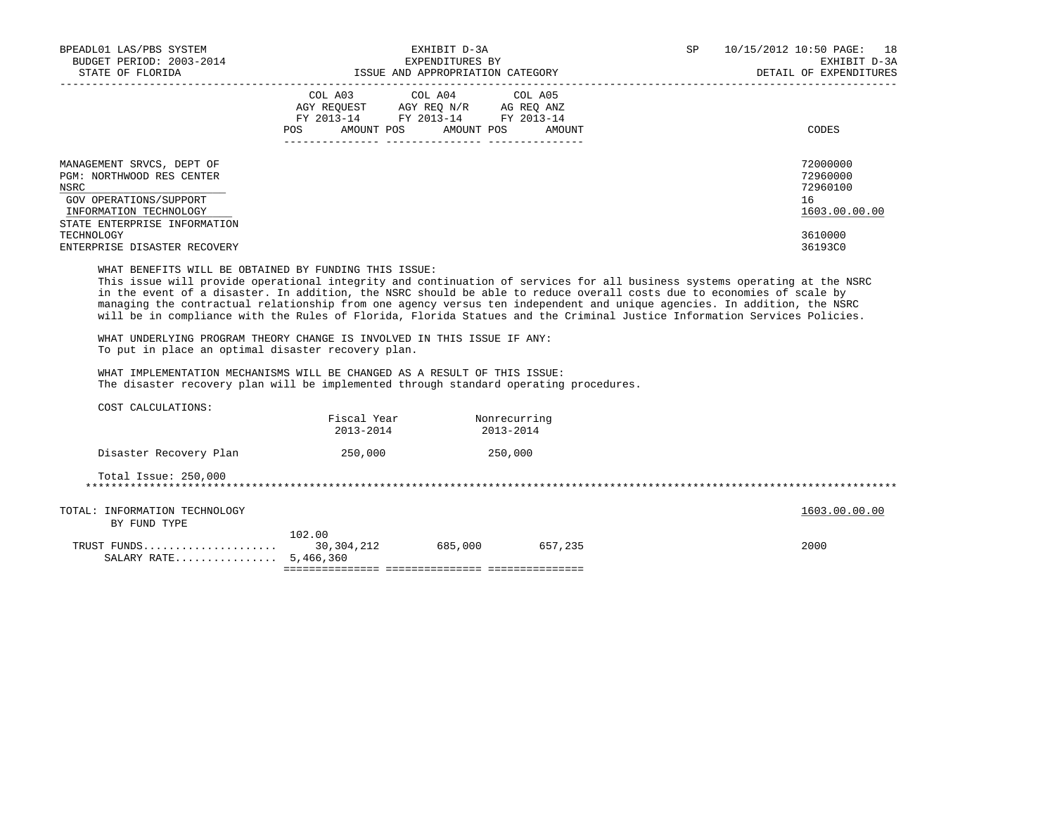| | COL A03 AGY REQUEST FY 2013-14 POS | AMOUNT | COL A04 AGY REQ N/R FY 2013-14 POS | AMOUNT | COL A05 AG REQ ANZ FY 2013-14 POS | AMOUNT | CODES |
|---|---|---|---|---|---|---|---|
| MANAGEMENT SRVCS, DEPT OF | | | | | | | 72000000 |
| PGM: NORTHWOOD RES CENTER | | | | | | | 72960000 |
| NSRC | | | | | | | 72960100 |
| GOV OPERATIONS/SUPPORT | | | | | | | 16 |
| INFORMATION TECHNOLOGY | | | | | | | 1603.00.00.00 |
| STATE ENTERPRISE INFORMATION TECHNOLOGY | | | | | | | 3610000 |
| ENTERPRISE DISASTER RECOVERY | | | | | | | 36193C0 |

WHAT BENEFITS WILL BE OBTAINED BY FUNDING THIS ISSUE:
This issue will provide operational integrity and continuation of services for all business systems operating at the NSRC in the event of a disaster. In addition, the NSRC should be able to reduce overall costs due to economies of scale by managing the contractual relationship from one agency versus ten independent and unique agencies. In addition, the NSRC will be in compliance with the Rules of Florida, Florida Statues and the Criminal Justice Information Services Policies.

WHAT UNDERLYING PROGRAM THEORY CHANGE IS INVOLVED IN THIS ISSUE IF ANY:
To put in place an optimal disaster recovery plan.

WHAT IMPLEMENTATION MECHANISMS WILL BE CHANGED AS A RESULT OF THIS ISSUE:
The disaster recovery plan will be implemented through standard operating procedures.

COST CALCULATIONS:

| | Fiscal Year 2013-2014 | Nonrecurring 2013-2014 |
|---|---|---|
| Disaster Recovery Plan | 250,000 | 250,000 |

Total Issue: 250,000

***

| | COL A03 POS | AMOUNT | COL A04 POS | AMOUNT | COL A05 POS | AMOUNT | CODES |
|---|---|---|---|---|---|---|---|
| TOTAL: INFORMATION TECHNOLOGY | | | | | | | 1603.00.00.00 |
| BY FUND TYPE | | | | | | | |
| TRUST FUNDS..................... | 102.00 | 30,304,212 | | 685,000 | | 657,235 | 2000 |
| SALARY RATE................ | | 5,466,360 | | | | | |